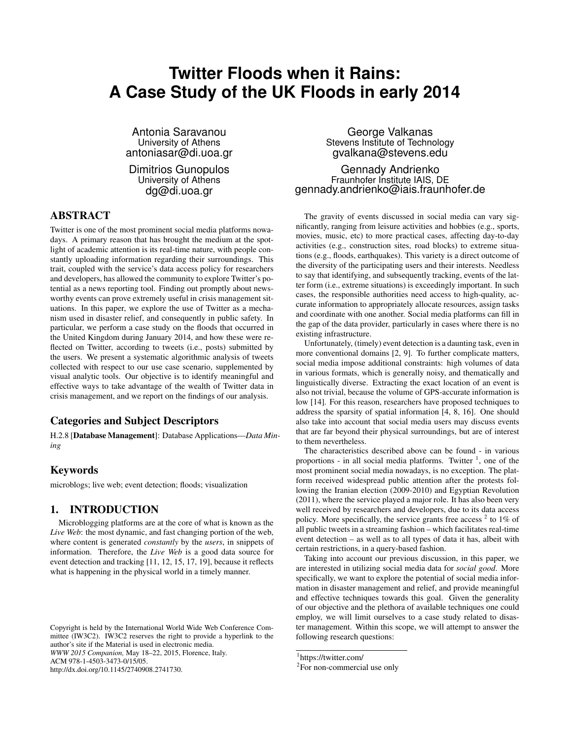# Twitter Floods when it Rains: A Case Study of the UK Floods in early 2014

Antonia Saravanou
University of Athens
antoniasar@di.uoa.gr

Dimitrios Gunopulos
University of Athens
dg@di.uoa.gr

George Valkanas
Stevens Institute of Technology
gvalkana@stevens.edu

Gennady Andrienko
Fraunhofer Institute IAIS, DE
gennady.andrienko@iais.fraunhofer.de

## ABSTRACT

Twitter is one of the most prominent social media platforms nowadays. A primary reason that has brought the medium at the spotlight of academic attention is its real-time nature, with people constantly uploading information regarding their surroundings. This trait, coupled with the service's data access policy for researchers and developers, has allowed the community to explore Twitter's potential as a news reporting tool. Finding out promptly about newsworthy events can prove extremely useful in crisis management situations. In this paper, we explore the use of Twitter as a mechanism used in disaster relief, and consequently in public safety. In particular, we perform a case study on the floods that occurred in the United Kingdom during January 2014, and how these were reflected on Twitter, according to tweets (i.e., posts) submitted by the users. We present a systematic algorithmic analysis of tweets collected with respect to our use case scenario, supplemented by visual analytic tools. Our objective is to identify meaningful and effective ways to take advantage of the wealth of Twitter data in crisis management, and we report on the findings of our analysis.

## Categories and Subject Descriptors

H.2.8 [**Database Management**]: Database Applications—*Data Mining*

## Keywords

microblogs; live web; event detection; floods; visualization

## 1. INTRODUCTION

Microblogging platforms are at the core of what is known as the *Live Web*: the most dynamic, and fast changing portion of the web, where content is generated *constantly* by the *users*, in snippets of information. Therefore, the *Live Web* is a good data source for event detection and tracking [11, 12, 15, 17, 19], because it reflects what is happening in the physical world in a timely manner.

The gravity of events discussed in social media can vary significantly, ranging from leisure activities and hobbies (e.g., sports, movies, music, etc) to more practical cases, affecting day-to-day activities (e.g., construction sites, road blocks) to extreme situations (e.g., floods, earthquakes). This variety is a direct outcome of the diversity of the participating users and their interests. Needless to say that identifying, and subsequently tracking, events of the latter form (i.e., extreme situations) is exceedingly important. In such cases, the responsible authorities need access to high-quality, accurate information to appropriately allocate resources, assign tasks and coordinate with one another. Social media platforms can fill in the gap of the data provider, particularly in cases where there is no existing infrastructure.

Unfortunately, (timely) event detection is a daunting task, even in more conventional domains [2, 9]. To further complicate matters, social media impose additional constraints: high volumes of data in various formats, which is generally noisy, and thematically and linguistically diverse. Extracting the exact location of an event is also not trivial, because the volume of GPS-accurate information is low [14]. For this reason, researchers have proposed techniques to address the sparsity of spatial information [4, 8, 16]. One should also take into account that social media users may discuss events that are far beyond their physical surroundings, but are of interest to them nevertheless.

The characteristics described above can be found - in various proportions - in all social media platforms. Twitter [1], one of the most prominent social media nowadays, is no exception. The platform received widespread public attention after the protests following the Iranian election (2009-2010) and Egyptian Revolution (2011), where the service played a major role. It has also been very well received by researchers and developers, due to its data access policy. More specifically, the service grants free access [2] to 1% of all public tweets in a streaming fashion – which facilitates real-time event detection – as well as to all types of data it has, albeit with certain restrictions, in a query-based fashion.

Taking into account our previous discussion, in this paper, we are interested in utilizing social media data for *social good*. More specifically, we want to explore the potential of social media information in disaster management and relief, and provide meaningful and effective techniques towards this goal. Given the generality of our objective and the plethora of available techniques one could employ, we will limit ourselves to a case study related to disaster management. Within this scope, we will attempt to answer the following research questions:

[1]https://twitter.com/

[2]For non-commercial use only

Copyright is held by the International World Wide Web Conference Committee (IW3C2). IW3C2 reserves the right to provide a hyperlink to the author's site if the Material is used in electronic media.
*WWW 2015 Companion,* May 18–22, 2015, Florence, Italy.
ACM 978-1-4503-3473-0/15/05.
http://dx.doi.org/10.1145/2740908.2741730.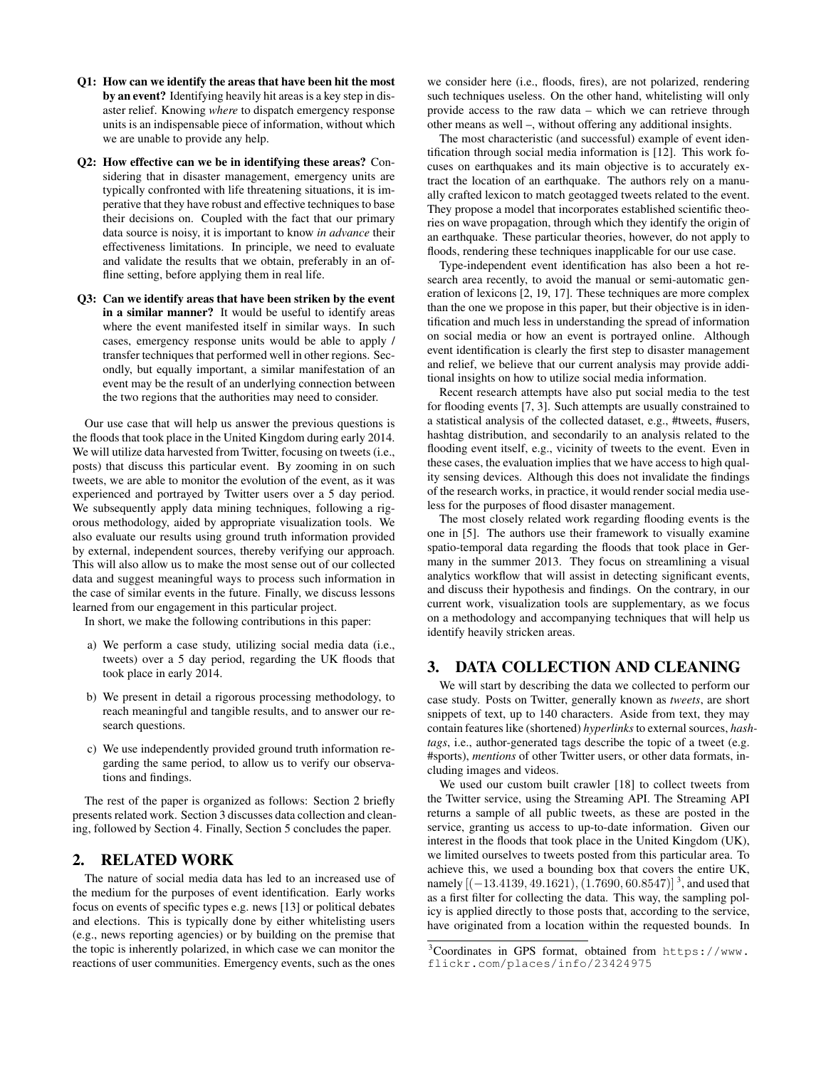**Q1: How can we identify the areas that have been hit the most by an event?** Identifying heavily hit areas is a key step in disaster relief. Knowing *where* to dispatch emergency response units is an indispensable piece of information, without which we are unable to provide any help.

**Q2: How effective can we be in identifying these areas?** Considering that in disaster management, emergency units are typically confronted with life threatening situations, it is imperative that they have robust and effective techniques to base their decisions on. Coupled with the fact that our primary data source is noisy, it is important to know *in advance* their effectiveness limitations. In principle, we need to evaluate and validate the results that we obtain, preferably in an offline setting, before applying them in real life.

**Q3: Can we identify areas that have been striken by the event in a similar manner?** It would be useful to identify areas where the event manifested itself in similar ways. In such cases, emergency response units would be able to apply / transfer techniques that performed well in other regions. Secondly, but equally important, a similar manifestation of an event may be the result of an underlying connection between the two regions that the authorities may need to consider.

Our use case that will help us answer the previous questions is the floods that took place in the United Kingdom during early 2014. We will utilize data harvested from Twitter, focusing on tweets (i.e., posts) that discuss this particular event. By zooming in on such tweets, we are able to monitor the evolution of the event, as it was experienced and portrayed by Twitter users over a 5 day period. We subsequently apply data mining techniques, following a rigorous methodology, aided by appropriate visualization tools. We also evaluate our results using ground truth information provided by external, independent sources, thereby verifying our approach. This will also allow us to make the most sense out of our collected data and suggest meaningful ways to process such information in the case of similar events in the future. Finally, we discuss lessons learned from our engagement in this particular project.

In short, we make the following contributions in this paper:

a) We perform a case study, utilizing social media data (i.e., tweets) over a 5 day period, regarding the UK floods that took place in early 2014.

b) We present in detail a rigorous processing methodology, to reach meaningful and tangible results, and to answer our research questions.

c) We use independently provided ground truth information regarding the same period, to allow us to verify our observations and findings.

The rest of the paper is organized as follows: Section 2 briefly presents related work. Section 3 discusses data collection and cleaning, followed by Section 4. Finally, Section 5 concludes the paper.

## 2. RELATED WORK

The nature of social media data has led to an increased use of the medium for the purposes of event identification. Early works focus on events of specific types e.g. news [13] or political debates and elections. This is typically done by either whitelisting users (e.g., news reporting agencies) or by building on the premise that the topic is inherently polarized, in which case we can monitor the reactions of user communities. Emergency events, such as the ones we consider here (i.e., floods, fires), are not polarized, rendering such techniques useless. On the other hand, whitelisting will only provide access to the raw data – which we can retrieve through other means as well –, without offering any additional insights.

The most characteristic (and successful) example of event identification through social media information is [12]. This work focuses on earthquakes and its main objective is to accurately extract the location of an earthquake. The authors rely on a manually crafted lexicon to match geotagged tweets related to the event. They propose a model that incorporates established scientific theories on wave propagation, through which they identify the origin of an earthquake. These particular theories, however, do not apply to floods, rendering these techniques inapplicable for our use case.

Type-independent event identification has also been a hot research area recently, to avoid the manual or semi-automatic generation of lexicons [2, 19, 17]. These techniques are more complex than the one we propose in this paper, but their objective is in identification and much less in understanding the spread of information on social media or how an event is portrayed online. Although event identification is clearly the first step to disaster management and relief, we believe that our current analysis may provide additional insights on how to utilize social media information.

Recent research attempts have also put social media to the test for flooding events [7, 3]. Such attempts are usually constrained to a statistical analysis of the collected dataset, e.g., #tweets, #users, hashtag distribution, and secondarily to an analysis related to the flooding event itself, e.g., vicinity of tweets to the event. Even in these cases, the evaluation implies that we have access to high quality sensing devices. Although this does not invalidate the findings of the research works, in practice, it would render social media useless for the purposes of flood disaster management.

The most closely related work regarding flooding events is the one in [5]. The authors use their framework to visually examine spatio-temporal data regarding the floods that took place in Germany in the summer 2013. They focus on streamlining a visual analytics workflow that will assist in detecting significant events, and discuss their hypothesis and findings. On the contrary, in our current work, visualization tools are supplementary, as we focus on a methodology and accompanying techniques that will help us identify heavily stricken areas.

## 3. DATA COLLECTION AND CLEANING

We will start by describing the data we collected to perform our case study. Posts on Twitter, generally known as *tweets*, are short snippets of text, up to 140 characters. Aside from text, they may contain features like (shortened) *hyperlinks* to external sources, *hashtags*, i.e., author-generated tags describe the topic of a tweet (e.g. #sports), *mentions* of other Twitter users, or other data formats, including images and videos.

We used our custom built crawler [18] to collect tweets from the Twitter service, using the Streaming API. The Streaming API returns a sample of all public tweets, as these are posted in the service, granting us access to up-to-date information. Given our interest in the floods that took place in the United Kingdom (UK), we limited ourselves to tweets posted from this particular area. To achieve this, we used a bounding box that covers the entire UK, namely $[(-13.4139, 49.1621), (1.7690, 60.8547)]$ [3], and used that as a first filter for collecting the data. This way, the sampling policy is applied directly to those posts that, according to the service, have originated from a location within the requested bounds. In

[3]Coordinates in GPS format, obtained from https://www.flickr.com/places/info/23424975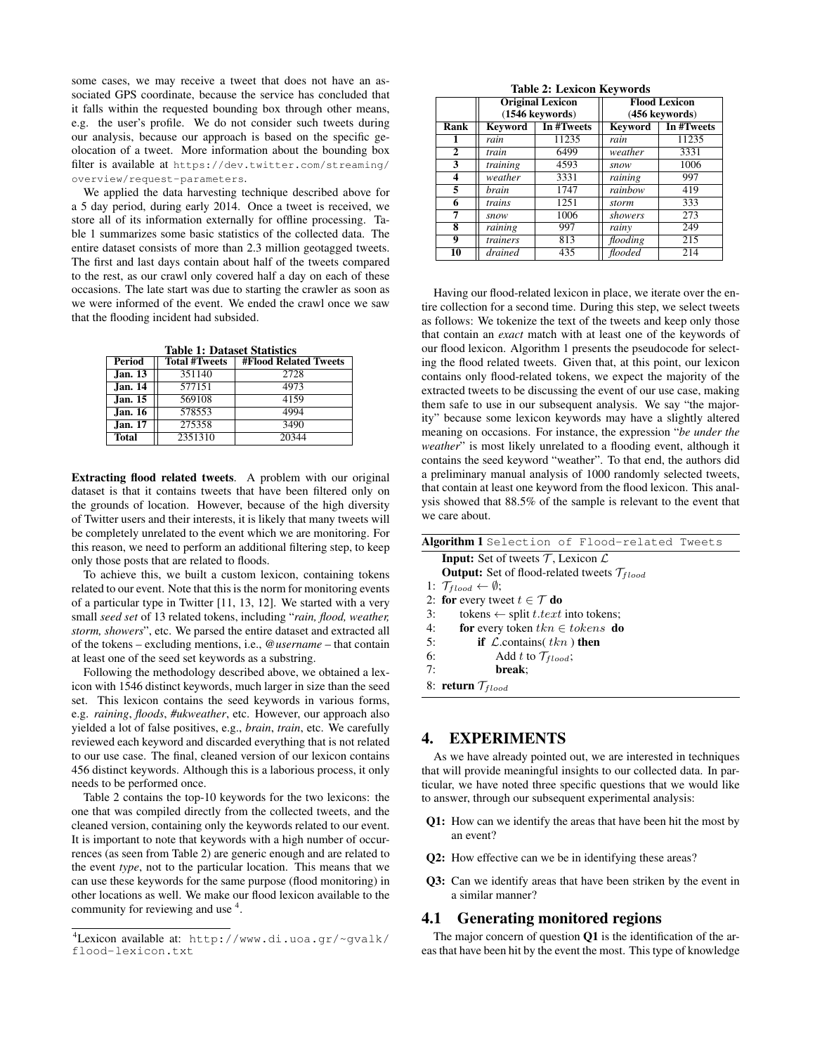some cases, we may receive a tweet that does not have an associated GPS coordinate, because the service has concluded that it falls within the requested bounding box through other means, e.g. the user's profile. We do not consider such tweets during our analysis, because our approach is based on the specific geolocation of a tweet. More information about the bounding box filter is available at `https://dev.twitter.com/streaming/overview/request-parameters`.

We applied the data harvesting technique described above for a 5 day period, during early 2014. Once a tweet is received, we store all of its information externally for offline processing. Table 1 summarizes some basic statistics of the collected data. The entire dataset consists of more than 2.3 million geotagged tweets. The first and last days contain about half of the tweets compared to the rest, as our crawl only covered half a day on each of these occasions. The late start was due to starting the crawler as soon as we were informed of the event. We ended the crawl once we saw that the flooding incident had subsided.

**Table 1: Dataset Statistics**

| Period | Total #Tweets | #Flood Related Tweets |
|---|---|---|
| **Jan. 13** | 351140 | 2728 |
| **Jan. 14** | 577151 | 4973 |
| **Jan. 15** | 569108 | 4159 |
| **Jan. 16** | 578553 | 4994 |
| **Jan. 17** | 275358 | 3490 |
| **Total** | 2351310 | 20344 |

**Extracting flood related tweets**. A problem with our original dataset is that it contains tweets that have been filtered only on the grounds of location. However, because of the high diversity of Twitter users and their interests, it is likely that many tweets will be completely unrelated to the event which we are monitoring. For this reason, we need to perform an additional filtering step, to keep only those posts that are related to floods.

To achieve this, we built a custom lexicon, containing tokens related to our event. Note that this is the norm for monitoring events of a particular type in Twitter [11, 13, 12]. We started with a very small *seed set* of 13 related tokens, including "*rain, flood, weather, storm, showers*", etc. We parsed the entire dataset and extracted all of the tokens – excluding mentions, i.e., *@username* – that contain at least one of the seed set keywords as a substring.

Following the methodology described above, we obtained a lexicon with 1546 distinct keywords, much larger in size than the seed set. This lexicon contains the seed keywords in various forms, e.g. *raining*, *floods*, *#ukweather*, etc. However, our approach also yielded a lot of false positives, e.g., *brain*, *train*, etc. We carefully reviewed each keyword and discarded everything that is not related to our use case. The final, cleaned version of our lexicon contains 456 distinct keywords. Although this is a laborious process, it only needs to be performed once.

Table 2 contains the top-10 keywords for the two lexicons: the one that was compiled directly from the collected tweets, and the cleaned version, containing only the keywords related to our event. It is important to note that keywords with a high number of occurrences (as seen from Table 2) are generic enough and are related to the event *type*, not to the particular location. This means that we can use these keywords for the same purpose (flood monitoring) in other locations as well. We make our flood lexicon available to the community for reviewing and use [4].

[4]Lexicon available at: `http://www.di.uoa.gr/~gvalk/flood-lexicon.txt`

**Table 2: Lexicon Keywords**

| | Original Lexicon (1546 keywords) | | Flood Lexicon (456 keywords) | |
|---|---|---|---|---|
| **Rank** | **Keyword** | **In #Tweets** | **Keyword** | **In #Tweets** |
| **1** | *rain* | 11235 | *rain* | 11235 |
| **2** | *train* | 6499 | *weather* | 3331 |
| **3** | *training* | 4593 | *snow* | 1006 |
| **4** | *weather* | 3331 | *raining* | 997 |
| **5** | *brain* | 1747 | *rainbow* | 419 |
| **6** | *trains* | 1251 | *storm* | 333 |
| **7** | *snow* | 1006 | *showers* | 273 |
| **8** | *raining* | 997 | *rainy* | 249 |
| **9** | *trainers* | 813 | *flooding* | 215 |
| **10** | *drained* | 435 | *flooded* | 214 |

Having our flood-related lexicon in place, we iterate over the entire collection for a second time. During this step, we select tweets as follows: We tokenize the text of the tweets and keep only those that contain an *exact* match with at least one of the keywords of our flood lexicon. Algorithm 1 presents the pseudocode for selecting the flood related tweets. Given that, at this point, our lexicon contains only flood-related tokens, we expect the majority of the extracted tweets to be discussing the event of our use case, making them safe to use in our subsequent analysis. We say "the majority" because some lexicon keywords may have a slightly altered meaning on occasions. For instance, the expression "*be under the weather*" is most likely unrelated to a flooding event, although it contains the seed keyword "weather". To that end, the authors did a preliminary manual analysis of 1000 randomly selected tweets, that contain at least one keyword from the flood lexicon. This analysis showed that 88.5% of the sample is relevant to the event that we care about.

**Algorithm 1** Selection of Flood-related Tweets

**Input:** Set of tweets $\mathcal{T}$, Lexicon $\mathcal{L}$
**Output:** Set of flood-related tweets $\mathcal{T}_{flood}$

1: $\mathcal{T}_{flood} \leftarrow \emptyset$;
2: **for** every tweet $t \in \mathcal{T}$ **do**
3: tokens $\leftarrow$ split $t.text$ into tokens;
4: **for** every token $tkn \in tokens$ **do**
5: **if** $\mathcal{L}$.contains( $tkn$ ) **then**
6: Add $t$ to $\mathcal{T}_{flood}$;
7: **break**;
8: **return** $\mathcal{T}_{flood}$

## 4. EXPERIMENTS

As we have already pointed out, we are interested in techniques that will provide meaningful insights to our collected data. In particular, we have noted three specific questions that we would like to answer, through our subsequent experimental analysis:

- **Q1:** How can we identify the areas that have been hit the most by an event?
- **Q2:** How effective can we be in identifying these areas?
- **Q3:** Can we identify areas that have been striken by the event in a similar manner?

### 4.1 Generating monitored regions

The major concern of question **Q1** is the identification of the areas that have been hit by the event the most. This type of knowledge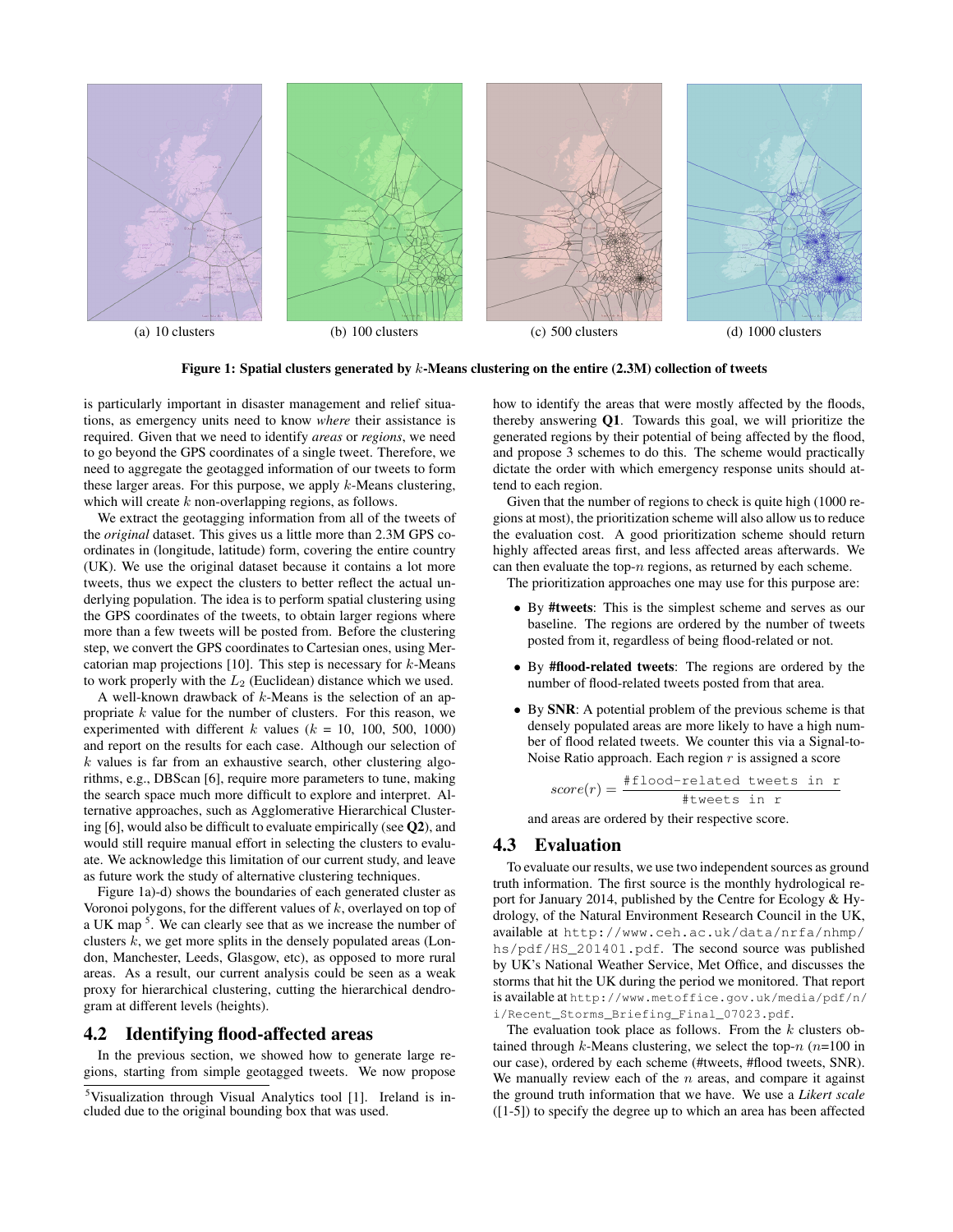(a) 10 clusters

(b) 100 clusters

(c) 500 clusters

(d) 1000 clusters

**Figure 1: Spatial clusters generated by $k$-Means clustering on the entire (2.3M) collection of tweets**

is particularly important in disaster management and relief situations, as emergency units need to know *where* their assistance is required. Given that we need to identify *areas* or *regions*, we need to go beyond the GPS coordinates of a single tweet. Therefore, we need to aggregate the geotagged information of our tweets to form these larger areas. For this purpose, we apply $k$-Means clustering, which will create $k$ non-overlapping regions, as follows.

We extract the geotagging information from all of the tweets of the *original* dataset. This gives us a little more than 2.3M GPS coordinates in (longitude, latitude) form, covering the entire country (UK). We use the original dataset because it contains a lot more tweets, thus we expect the clusters to better reflect the actual underlying population. The idea is to perform spatial clustering using the GPS coordinates of the tweets, to obtain larger regions where more than a few tweets will be posted from. Before the clustering step, we convert the GPS coordinates to Cartesian ones, using Mercatorian map projections [10]. This step is necessary for $k$-Means to work properly with the $L_2$ (Euclidean) distance which we used.

A well-known drawback of $k$-Means is the selection of an appropriate $k$ value for the number of clusters. For this reason, we experimented with different $k$ values ($k$ = 10, 100, 500, 1000) and report on the results for each case. Although our selection of $k$ values is far from an exhaustive search, other clustering algorithms, e.g., DBScan [6], require more parameters to tune, making the search space much more difficult to explore and interpret. Alternative approaches, such as Agglomerative Hierarchical Clustering [6], would also be difficult to evaluate empirically (see **Q2**), and would still require manual effort in selecting the clusters to evaluate. We acknowledge this limitation of our current study, and leave as future work the study of alternative clustering techniques.

Figure 1a)-d) shows the boundaries of each generated cluster as Voronoi polygons, for the different values of $k$, overlayed on top of a UK map [5]. We can clearly see that as we increase the number of clusters $k$, we get more splits in the densely populated areas (London, Manchester, Leeds, Glasgow, etc), as opposed to more rural areas. As a result, our current analysis could be seen as a weak proxy for hierarchical clustering, cutting the hierarchical dendrogram at different levels (heights).

## 4.2 Identifying flood-affected areas

In the previous section, we showed how to generate large regions, starting from simple geotagged tweets. We now propose how to identify the areas that were mostly affected by the floods, thereby answering **Q1**. Towards this goal, we will prioritize the generated regions by their potential of being affected by the flood, and propose 3 schemes to do this. The scheme would practically dictate the order with which emergency response units should attend to each region.

Given that the number of regions to check is quite high (1000 regions at most), the prioritization scheme will also allow us to reduce the evaluation cost. A good prioritization scheme should return highly affected areas first, and less affected areas afterwards. We can then evaluate the top-$n$ regions, as returned by each scheme.

The prioritization approaches one may use for this purpose are:

- By **#tweets**: This is the simplest scheme and serves as our baseline. The regions are ordered by the number of tweets posted from it, regardless of being flood-related or not.
- By **#flood-related tweets**: The regions are ordered by the number of flood-related tweets posted from that area.
- By **SNR**: A potential problem of the previous scheme is that densely populated areas are more likely to have a high number of flood related tweets. We counter this via a Signal-to-Noise Ratio approach. Each region $r$ is assigned a score

$$score(r) = \frac{\texttt{\#flood-related tweets in r}}{\texttt{\#tweets in r}}$$

and areas are ordered by their respective score.

## 4.3 Evaluation

To evaluate our results, we use two independent sources as ground truth information. The first source is the monthly hydrological report for January 2014, published by the Centre for Ecology & Hydrology, of the Natural Environment Research Council in the UK, available at `http://www.ceh.ac.uk/data/nrfa/nhmp/hs/pdf/HS_201401.pdf`. The second source was published by UK's National Weather Service, Met Office, and discusses the storms that hit the UK during the period we monitored. That report is available at `http://www.metoffice.gov.uk/media/pdf/n/i/Recent_Storms_Briefing_Final_07023.pdf`.

The evaluation took place as follows. From the $k$ clusters obtained through $k$-Means clustering, we select the top-$n$ ($n$=100 in our case), ordered by each scheme (#tweets, #flood tweets, SNR). We manually review each of the $n$ areas, and compare it against the ground truth information that we have. We use a *Likert scale* ([1-5]) to specify the degree up to which an area has been affected

[5] Visualization through Visual Analytics tool [1]. Ireland is included due to the original bounding box that was used.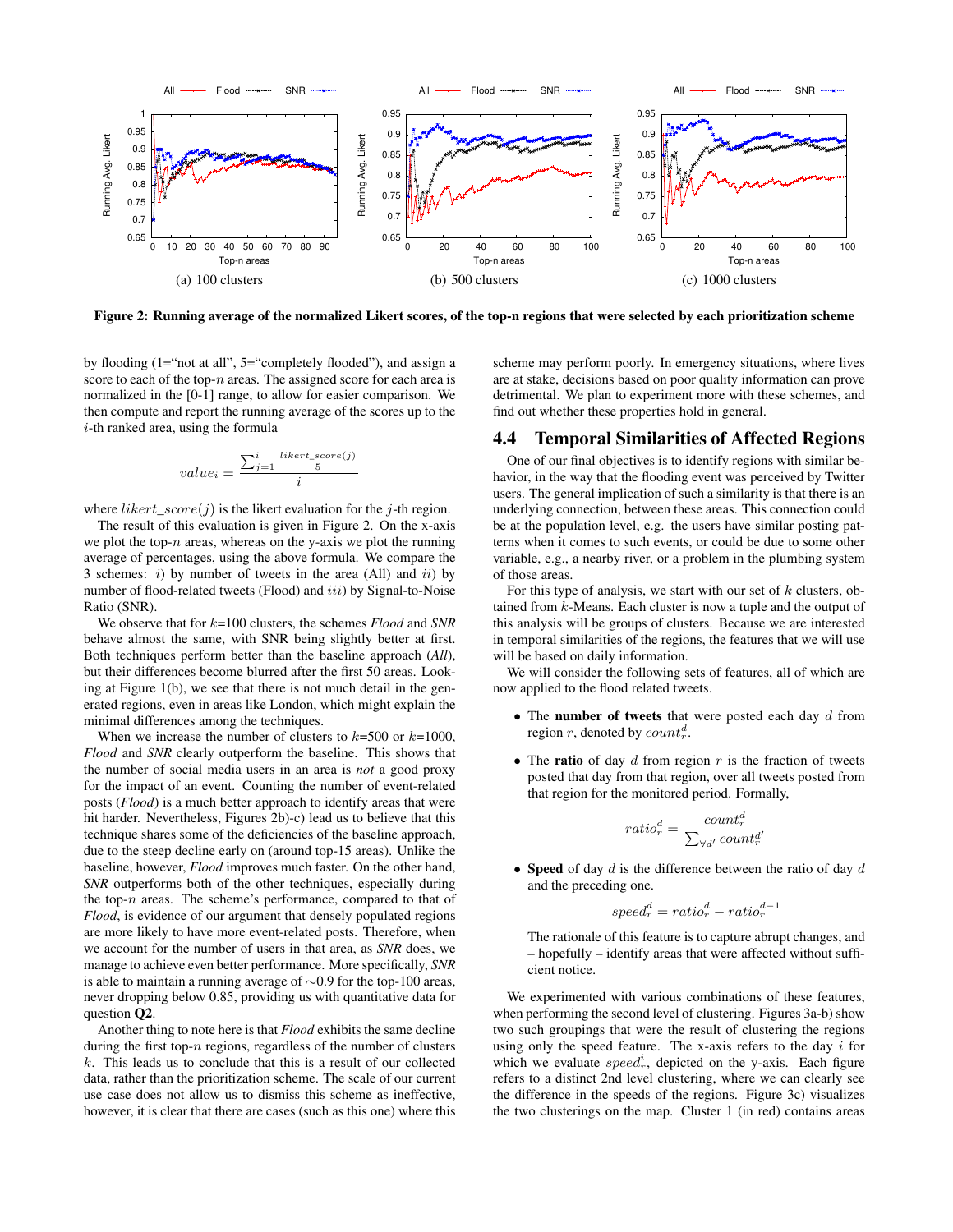(a) 100 clusters

(b) 500 clusters

(c) 1000 clusters

**Figure 2: Running average of the normalized Likert scores, of the top-n regions that were selected by each prioritization scheme**

by flooding (1="not at all", 5="completely flooded"), and assign a score to each of the top-$n$ areas. The assigned score for each area is normalized in the [0-1] range, to allow for easier comparison. We then compute and report the running average of the scores up to the $i$-th ranked area, using the formula

$$value_i = \frac{\sum_{j=1}^{i} \frac{likert\_score(j)}{5}}{i}$$

where $likert\_score(j)$ is the likert evaluation for the $j$-th region.

The result of this evaluation is given in Figure 2. On the x-axis we plot the top-$n$ areas, whereas on the y-axis we plot the running average of percentages, using the above formula. We compare the 3 schemes: $i$) by number of tweets in the area (All) and $ii$) by number of flood-related tweets (Flood) and $iii$) by Signal-to-Noise Ratio (SNR).

We observe that for $k$=100 clusters, the schemes *Flood* and *SNR* behave almost the same, with SNR being slightly better at first. Both techniques perform better than the baseline approach (*All*), but their differences become blurred after the first 50 areas. Looking at Figure 1(b), we see that there is not much detail in the generated regions, even in areas like London, which might explain the minimal differences among the techniques.

When we increase the number of clusters to $k$=500 or $k$=1000, *Flood* and *SNR* clearly outperform the baseline. This shows that the number of social media users in an area is *not* a good proxy for the impact of an event. Counting the number of event-related posts (*Flood*) is a much better approach to identify areas that were hit harder. Nevertheless, Figures 2b)-c) lead us to believe that this technique shares some of the deficiencies of the baseline approach, due to the steep decline early on (around top-15 areas). Unlike the baseline, however, *Flood* improves much faster. On the other hand, *SNR* outperforms both of the other techniques, especially during the top-$n$ areas. The scheme's performance, compared to that of *Flood*, is evidence of our argument that densely populated regions are more likely to have more event-related posts. Therefore, when we account for the number of users in that area, as *SNR* does, we manage to achieve even better performance. More specifically, *SNR* is able to maintain a running average of ∼0.9 for the top-100 areas, never dropping below 0.85, providing us with quantitative data for question **Q2**.

Another thing to note here is that *Flood* exhibits the same decline during the first top-$n$ regions, regardless of the number of clusters $k$. This leads us to conclude that this is a result of our collected data, rather than the prioritization scheme. The scale of our current use case does not allow us to dismiss this scheme as ineffective, however, it is clear that there are cases (such as this one) where this scheme may perform poorly. In emergency situations, where lives are at stake, decisions based on poor quality information can prove detrimental. We plan to experiment more with these schemes, and find out whether these properties hold in general.

## 4.4 Temporal Similarities of Affected Regions

One of our final objectives is to identify regions with similar behavior, in the way that the flooding event was perceived by Twitter users. The general implication of such a similarity is that there is an underlying connection, between these areas. This connection could be at the population level, e.g. the users have similar posting patterns when it comes to such events, or could be due to some other variable, e.g., a nearby river, or a problem in the plumbing system of those areas.

For this type of analysis, we start with our set of $k$ clusters, obtained from $k$-Means. Each cluster is now a tuple and the output of this analysis will be groups of clusters. Because we are interested in temporal similarities of the regions, the features that we will use will be based on daily information.

We will consider the following sets of features, all of which are now applied to the flood related tweets.

- The **number of tweets** that were posted each day $d$ from region $r$, denoted by $count_r^d$.
- The **ratio** of day $d$ from region $r$ is the fraction of tweets posted that day from that region, over all tweets posted from that region for the monitored period. Formally,

$$ratio_r^d = \frac{count_r^d}{\sum_{\forall d'} count_r^{d'}}$$

- **Speed** of day $d$ is the difference between the ratio of day $d$ and the preceding one.

$$speed_r^d = ratio_r^d - ratio_r^{d-1}$$

The rationale of this feature is to capture abrupt changes, and – hopefully – identify areas that were affected without sufficient notice.

We experimented with various combinations of these features, when performing the second level of clustering. Figures 3a-b) show two such groupings that were the result of clustering the regions using only the speed feature. The x-axis refers to the day $i$ for which we evaluate $speed_r^i$, depicted on the y-axis. Each figure refers to a distinct 2nd level clustering, where we can clearly see the difference in the speeds of the regions. Figure 3c) visualizes the two clusterings on the map. Cluster 1 (in red) contains areas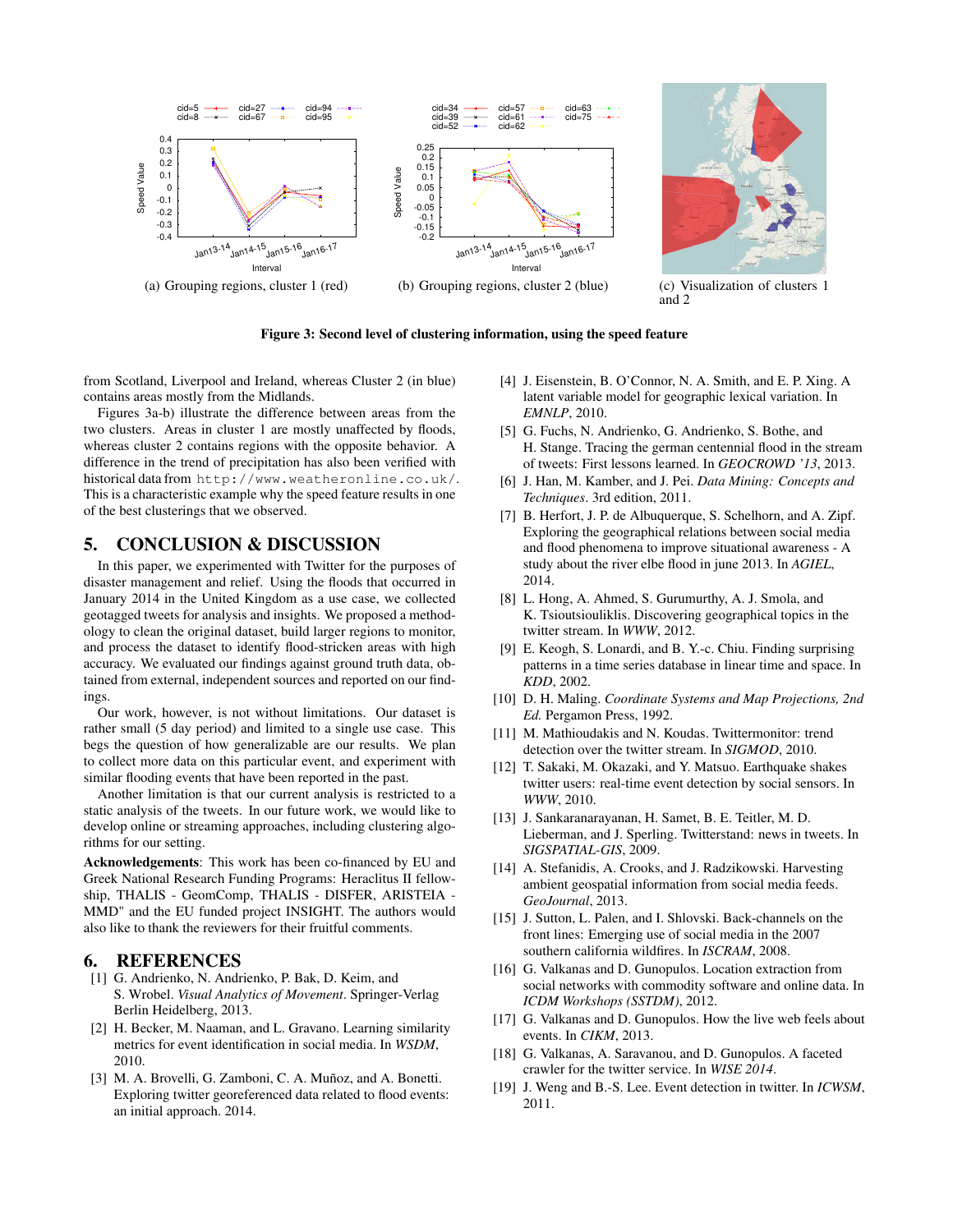cid=5 cid=27 cid=94
cid=8 cid=67 cid=95

Speed Value

0.4
0.3
0.2
0.1
0
-0.1
-0.2
-0.3
-0.4

Jan13-14 Jan14-15 Jan15-16 Jan16-17

Interval

(a) Grouping regions, cluster 1 (red)

cid=34 cid=57 cid=63
cid=39 cid=61 cid=75
cid=52 cid=62

Speed Value

0.25
0.2
0.15
0.1
0.05
0
-0.05
-0.1
-0.15
-0.2

Jan13-14 Jan14-15 Jan15-16 Jan16-17

Interval

(b) Grouping regions, cluster 2 (blue)

(c) Visualization of clusters 1 and 2

**Figure 3: Second level of clustering information, using the speed feature**

from Scotland, Liverpool and Ireland, whereas Cluster 2 (in blue) contains areas mostly from the Midlands.

Figures 3a-b) illustrate the difference between areas from the two clusters. Areas in cluster 1 are mostly unaffected by floods, whereas cluster 2 contains regions with the opposite behavior. A difference in the trend of precipitation has also been verified with historical data from `http://www.weatheronline.co.uk/`. This is a characteristic example why the speed feature results in one of the best clusterings that we observed.

## 5. CONCLUSION & DISCUSSION

In this paper, we experimented with Twitter for the purposes of disaster management and relief. Using the floods that occurred in January 2014 in the United Kingdom as a use case, we collected geotagged tweets for analysis and insights. We proposed a methodology to clean the original dataset, build larger regions to monitor, and process the dataset to identify flood-stricken areas with high accuracy. We evaluated our findings against ground truth data, obtained from external, independent sources and reported on our findings.

Our work, however, is not without limitations. Our dataset is rather small (5 day period) and limited to a single use case. This begs the question of how generalizable are our results. We plan to collect more data on this particular event, and experiment with similar flooding events that have been reported in the past.

Another limitation is that our current analysis is restricted to a static analysis of the tweets. In our future work, we would like to develop online or streaming approaches, including clustering algorithms for our setting.

**Acknowledgements**: This work has been co-financed by EU and Greek National Research Funding Programs: Heraclitus II fellowship, THALIS - GeomComp, THALIS - DISFER, ARISTEIA - MMD" and the EU funded project INSIGHT. The authors would also like to thank the reviewers for their fruitful comments.

## 6. REFERENCES

[1] G. Andrienko, N. Andrienko, P. Bak, D. Keim, and S. Wrobel. *Visual Analytics of Movement*. Springer-Verlag Berlin Heidelberg, 2013.

[2] H. Becker, M. Naaman, and L. Gravano. Learning similarity metrics for event identification in social media. In *WSDM*, 2010.

[3] M. A. Brovelli, G. Zamboni, C. A. Muñoz, and A. Bonetti. Exploring twitter georeferenced data related to flood events: an initial approach. 2014.

[4] J. Eisenstein, B. O'Connor, N. A. Smith, and E. P. Xing. A latent variable model for geographic lexical variation. In *EMNLP*, 2010.

[5] G. Fuchs, N. Andrienko, G. Andrienko, S. Bothe, and H. Stange. Tracing the german centennial flood in the stream of tweets: First lessons learned. In *GEOCROWD '13*, 2013.

[6] J. Han, M. Kamber, and J. Pei. *Data Mining: Concepts and Techniques*. 3rd edition, 2011.

[7] B. Herfort, J. P. de Albuquerque, S. Schelhorn, and A. Zipf. Exploring the geographical relations between social media and flood phenomena to improve situational awareness - A study about the river elbe flood in june 2013. In *AGIEL*, 2014.

[8] L. Hong, A. Ahmed, S. Gurumurthy, A. J. Smola, and K. Tsioutsiouliklis. Discovering geographical topics in the twitter stream. In *WWW*, 2012.

[9] E. Keogh, S. Lonardi, and B. Y.-c. Chiu. Finding surprising patterns in a time series database in linear time and space. In *KDD*, 2002.

[10] D. H. Maling. *Coordinate Systems and Map Projections, 2nd Ed.* Pergamon Press, 1992.

[11] M. Mathioudakis and N. Koudas. Twittermonitor: trend detection over the twitter stream. In *SIGMOD*, 2010.

[12] T. Sakaki, M. Okazaki, and Y. Matsuo. Earthquake shakes twitter users: real-time event detection by social sensors. In *WWW*, 2010.

[13] J. Sankaranarayanan, H. Samet, B. E. Teitler, M. D. Lieberman, and J. Sperling. Twitterstand: news in tweets. In *SIGSPATIAL-GIS*, 2009.

[14] A. Stefanidis, A. Crooks, and J. Radzikowski. Harvesting ambient geospatial information from social media feeds. *GeoJournal*, 2013.

[15] J. Sutton, L. Palen, and I. Shlovski. Back-channels on the front lines: Emerging use of social media in the 2007 southern california wildfires. In *ISCRAM*, 2008.

[16] G. Valkanas and D. Gunopulos. Location extraction from social networks with commodity software and online data. In *ICDM Workshops (SSTDM)*, 2012.

[17] G. Valkanas and D. Gunopulos. How the live web feels about events. In *CIKM*, 2013.

[18] G. Valkanas, A. Saravanou, and D. Gunopulos. A faceted crawler for the twitter service. In *WISE 2014*.

[19] J. Weng and B.-S. Lee. Event detection in twitter. In *ICWSM*, 2011.